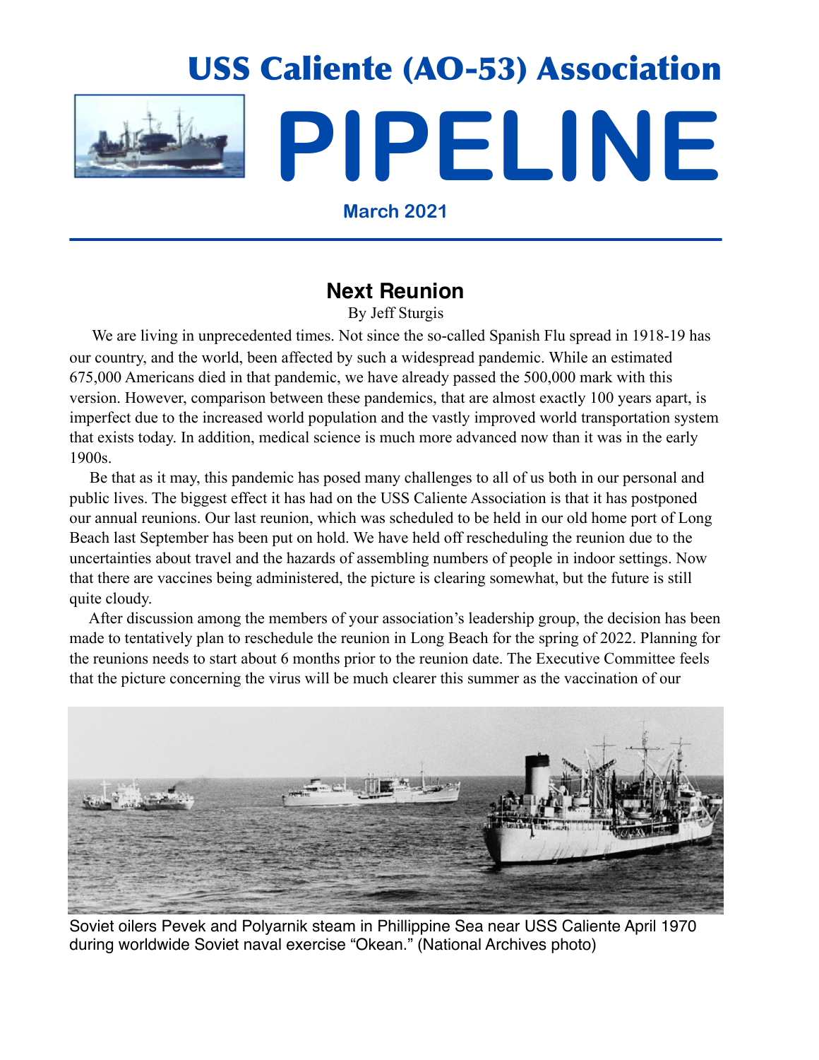# USS Caliente (AO-53) Association

# PIPELINE

**March 2021**

---

## Next Reunion

By Jeff Sturgis

We are living in unprecedented times. Not since the so-called Spanish Flu spread in 1918-19 has our country, and the world, been affected by such a widespread pandemic. While an estimated 675,000 Americans died in that pandemic, we have already passed the 500,000 mark with this version. However, comparison between these pandemics, that are almost exactly 100 years apart, is imperfect due to the increased world population and the vastly improved world transportation system that exists today. In addition, medical science is much more advanced now than it was in the early 1900s.

Be that as it may, this pandemic has posed many challenges to all of us both in our personal and public lives. The biggest effect it has had on the USS Caliente Association is that it has postponed our annual reunions. Our last reunion, which was scheduled to be held in our old home port of Long Beach last September has been put on hold. We have held off rescheduling the reunion due to the uncertainties about travel and the hazards of assembling numbers of people in indoor settings. Now that there are vaccines being administered, the picture is clearing somewhat, but the future is still quite cloudy.

After discussion among the members of your association's leadership group, the decision has been made to tentatively plan to reschedule the reunion in Long Beach for the spring of 2022. Planning for the reunions needs to start about 6 months prior to the reunion date. The Executive Committee feels that the picture concerning the virus will be much clearer this summer as the vaccination of our

Soviet oilers Pevek and Polyarnik steam in Phillippine Sea near USS Caliente April 1970 during worldwide Soviet naval exercise "Okean." (National Archives photo)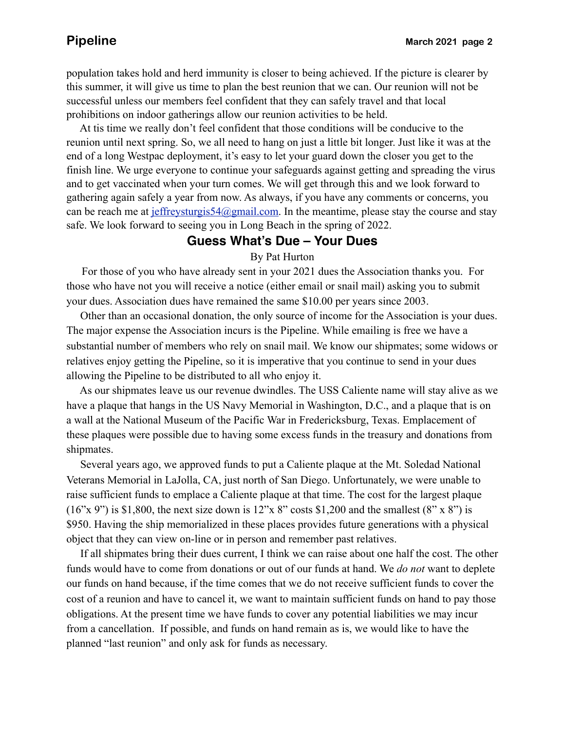population takes hold and herd immunity is closer to being achieved. If the picture is clearer by this summer, it will give us time to plan the best reunion that we can. Our reunion will not be successful unless our members feel confident that they can safely travel and that local prohibitions on indoor gatherings allow our reunion activities to be held.

At tis time we really don't feel confident that those conditions will be conducive to the reunion until next spring. So, we all need to hang on just a little bit longer. Just like it was at the end of a long Westpac deployment, it's easy to let your guard down the closer you get to the finish line. We urge everyone to continue your safeguards against getting and spreading the virus and to get vaccinated when your turn comes. We will get through this and we look forward to gathering again safely a year from now. As always, if you have any comments or concerns, you can be reach me at jeffreysturgis54@gmail.com. In the meantime, please stay the course and stay safe. We look forward to seeing you in Long Beach in the spring of 2022.

## Guess What's Due – Your Dues

By Pat Hurton

For those of you who have already sent in your 2021 dues the Association thanks you. For those who have not you will receive a notice (either email or snail mail) asking you to submit your dues. Association dues have remained the same $10.00 per years since 2003.

Other than an occasional donation, the only source of income for the Association is your dues. The major expense the Association incurs is the Pipeline. While emailing is free we have a substantial number of members who rely on snail mail. We know our shipmates; some widows or relatives enjoy getting the Pipeline, so it is imperative that you continue to send in your dues allowing the Pipeline to be distributed to all who enjoy it.

As our shipmates leave us our revenue dwindles. The USS Caliente name will stay alive as we have a plaque that hangs in the US Navy Memorial in Washington, D.C., and a plaque that is on a wall at the National Museum of the Pacific War in Fredericksburg, Texas. Emplacement of these plaques were possible due to having some excess funds in the treasury and donations from shipmates.

Several years ago, we approved funds to put a Caliente plaque at the Mt. Soledad National Veterans Memorial in LaJolla, CA, just north of San Diego. Unfortunately, we were unable to raise sufficient funds to emplace a Caliente plaque at that time. The cost for the largest plaque (16"x 9") is $1,800, the next size down is 12"x 8" costs $1,200 and the smallest (8" x 8") is $950. Having the ship memorialized in these places provides future generations with a physical object that they can view on-line or in person and remember past relatives.

If all shipmates bring their dues current, I think we can raise about one half the cost. The other funds would have to come from donations or out of our funds at hand. We *do not* want to deplete our funds on hand because, if the time comes that we do not receive sufficient funds to cover the cost of a reunion and have to cancel it, we want to maintain sufficient funds on hand to pay those obligations. At the present time we have funds to cover any potential liabilities we may incur from a cancellation. If possible, and funds on hand remain as is, we would like to have the planned "last reunion" and only ask for funds as necessary.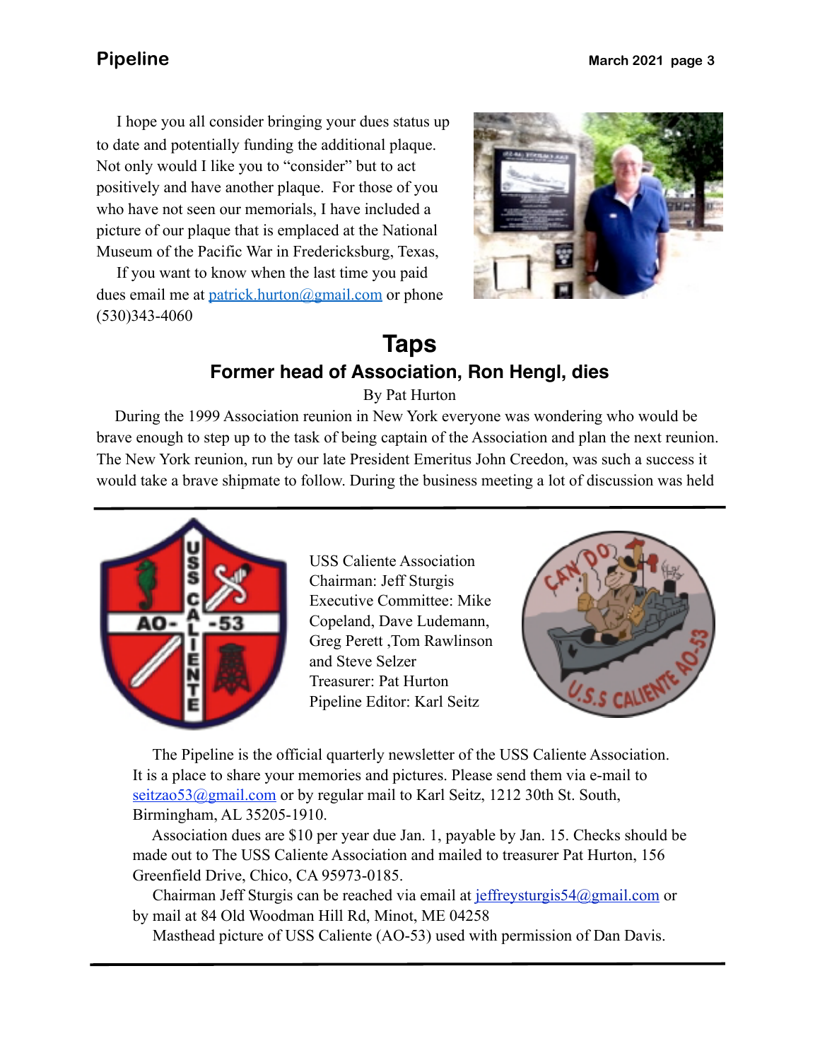I hope you all consider bringing your dues status up to date and potentially funding the additional plaque. Not only would I like you to "consider" but to act positively and have another plaque. For those of you who have not seen our memorials, I have included a picture of our plaque that is emplaced at the National Museum of the Pacific War in Fredericksburg, Texas,

If you want to know when the last time you paid dues email me at patrick.hurton@gmail.com or phone (530)343-4060

# Taps

## Former head of Association, Ron Hengl, dies

By Pat Hurton

During the 1999 Association reunion in New York everyone was wondering who would be brave enough to step up to the task of being captain of the Association and plan the next reunion. The New York reunion, run by our late President Emeritus John Creedon, was such a success it would take a brave shipmate to follow. During the business meeting a lot of discussion was held

---

USS Caliente Association
Chairman: Jeff Sturgis
Executive Committee: Mike Copeland, Dave Ludemann, Greg Perett ,Tom Rawlinson and Steve Selzer
Treasurer: Pat Hurton
Pipeline Editor: Karl Seitz

The Pipeline is the official quarterly newsletter of the USS Caliente Association. It is a place to share your memories and pictures. Please send them via e-mail to seitzao53@gmail.com or by regular mail to Karl Seitz, 1212 30th St. South, Birmingham, AL 35205-1910.

Association dues are $10 per year due Jan. 1, payable by Jan. 15. Checks should be made out to The USS Caliente Association and mailed to treasurer Pat Hurton, 156 Greenfield Drive, Chico, CA 95973-0185.

Chairman Jeff Sturgis can be reached via email at jeffreysturgis54@gmail.com or by mail at 84 Old Woodman Hill Rd, Minot, ME 04258

Masthead picture of USS Caliente (AO-53) used with permission of Dan Davis.

---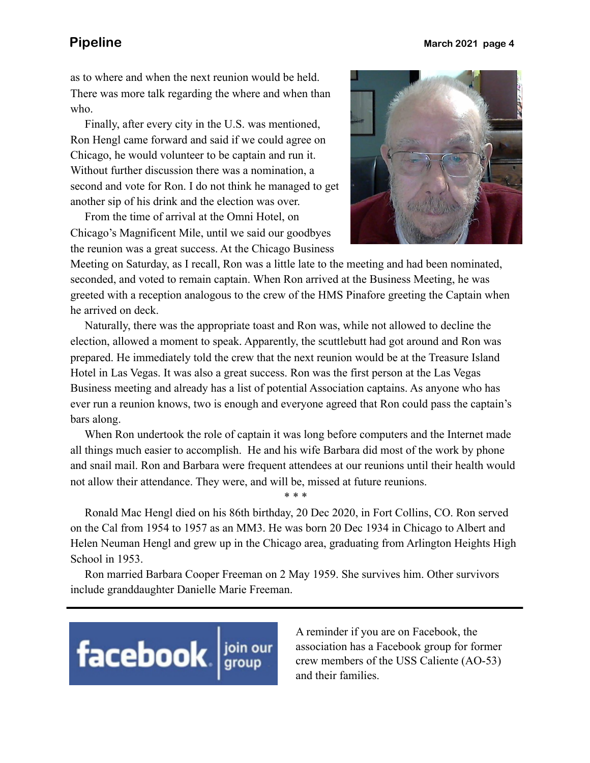as to where and when the next reunion would be held. There was more talk regarding the where and when than who.

Finally, after every city in the U.S. was mentioned, Ron Hengl came forward and said if we could agree on Chicago, he would volunteer to be captain and run it. Without further discussion there was a nomination, a second and vote for Ron. I do not think he managed to get another sip of his drink and the election was over.

From the time of arrival at the Omni Hotel, on Chicago's Magnificent Mile, until we said our goodbyes the reunion was a great success. At the Chicago Business Meeting on Saturday, as I recall, Ron was a little late to the meeting and had been nominated, seconded, and voted to remain captain. When Ron arrived at the Business Meeting, he was greeted with a reception analogous to the crew of the HMS Pinafore greeting the Captain when he arrived on deck.

Naturally, there was the appropriate toast and Ron was, while not allowed to decline the election, allowed a moment to speak. Apparently, the scuttlebutt had got around and Ron was prepared. He immediately told the crew that the next reunion would be at the Treasure Island Hotel in Las Vegas. It was also a great success. Ron was the first person at the Las Vegas Business meeting and already has a list of potential Association captains. As anyone who has ever run a reunion knows, two is enough and everyone agreed that Ron could pass the captain's bars along.

When Ron undertook the role of captain it was long before computers and the Internet made all things much easier to accomplish. He and his wife Barbara did most of the work by phone and snail mail. Ron and Barbara were frequent attendees at our reunions until their health would not allow their attendance. They were, and will be, missed at future reunions.

\* \* \*

Ronald Mac Hengl died on his 86th birthday, 20 Dec 2020, in Fort Collins, CO. Ron served on the Cal from 1954 to 1957 as an MM3. He was born 20 Dec 1934 in Chicago to Albert and Helen Neuman Hengl and grew up in the Chicago area, graduating from Arlington Heights High School in 1953.

Ron married Barbara Cooper Freeman on 2 May 1959. She survives him. Other survivors include granddaughter Danielle Marie Freeman.

---

facebook | join our group

A reminder if you are on Facebook, the association has a Facebook group for former crew members of the USS Caliente (AO-53) and their families.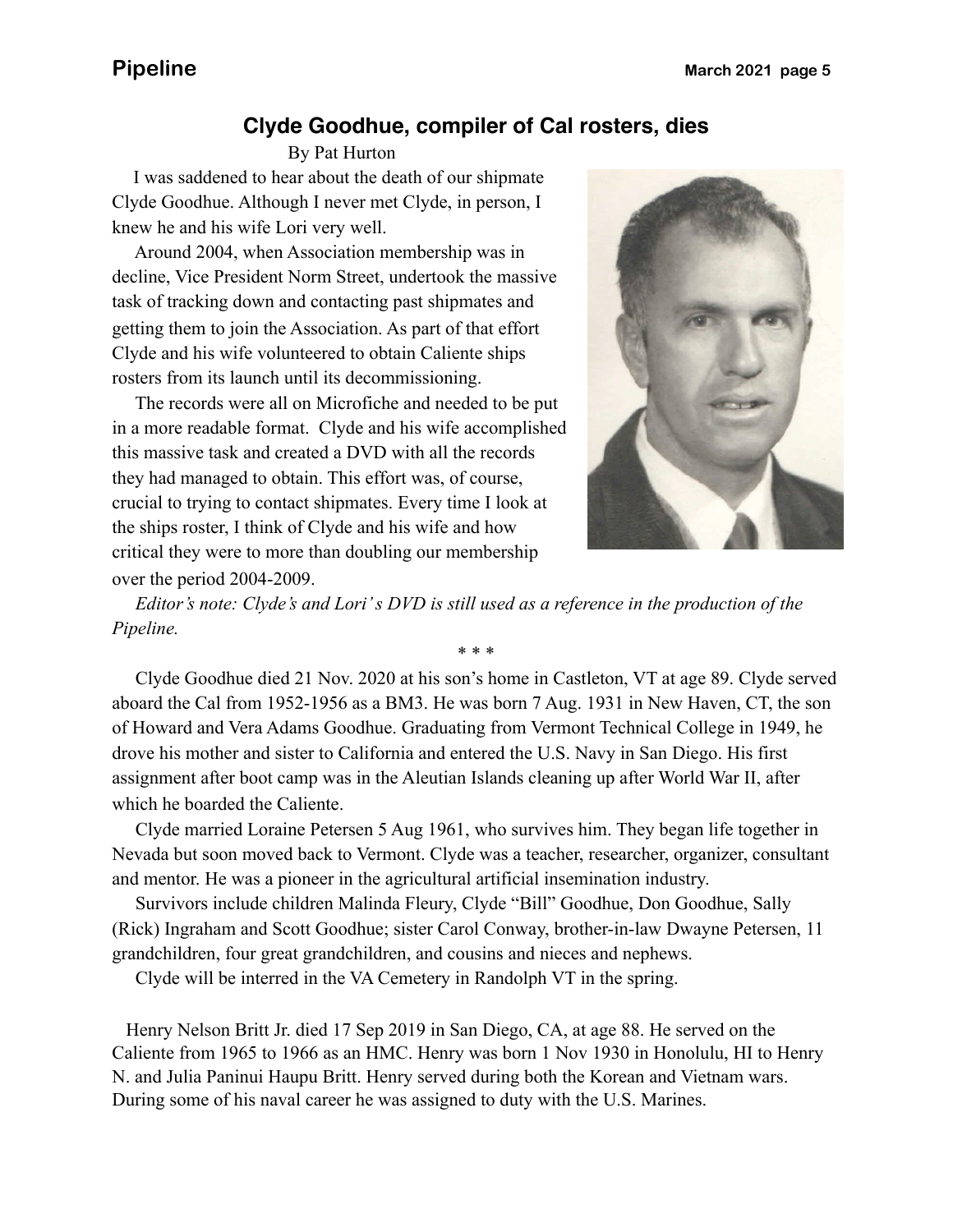## Clyde Goodhue, compiler of Cal rosters, dies

By Pat Hurton

I was saddened to hear about the death of our shipmate Clyde Goodhue. Although I never met Clyde, in person, I knew he and his wife Lori very well.

Around 2004, when Association membership was in decline, Vice President Norm Street, undertook the massive task of tracking down and contacting past shipmates and getting them to join the Association. As part of that effort Clyde and his wife volunteered to obtain Caliente ships rosters from its launch until its decommissioning.

The records were all on Microfiche and needed to be put in a more readable format. Clyde and his wife accomplished this massive task and created a DVD with all the records they had managed to obtain. This effort was, of course, crucial to trying to contact shipmates. Every time I look at the ships roster, I think of Clyde and his wife and how critical they were to more than doubling our membership over the period 2004-2009.

*Editor's note: Clyde's and Lori's DVD is still used as a reference in the production of the Pipeline.*

\* \* \*

Clyde Goodhue died 21 Nov. 2020 at his son's home in Castleton, VT at age 89. Clyde served aboard the Cal from 1952-1956 as a BM3. He was born 7 Aug. 1931 in New Haven, CT, the son of Howard and Vera Adams Goodhue. Graduating from Vermont Technical College in 1949, he drove his mother and sister to California and entered the U.S. Navy in San Diego. His first assignment after boot camp was in the Aleutian Islands cleaning up after World War II, after which he boarded the Caliente.

Clyde married Loraine Petersen 5 Aug 1961, who survives him. They began life together in Nevada but soon moved back to Vermont. Clyde was a teacher, researcher, organizer, consultant and mentor. He was a pioneer in the agricultural artificial insemination industry.

Survivors include children Malinda Fleury, Clyde "Bill" Goodhue, Don Goodhue, Sally (Rick) Ingraham and Scott Goodhue; sister Carol Conway, brother-in-law Dwayne Petersen, 11 grandchildren, four great grandchildren, and cousins and nieces and nephews.

Clyde will be interred in the VA Cemetery in Randolph VT in the spring.

Henry Nelson Britt Jr. died 17 Sep 2019 in San Diego, CA, at age 88. He served on the Caliente from 1965 to 1966 as an HMC. Henry was born 1 Nov 1930 in Honolulu, HI to Henry N. and Julia Paninui Haupu Britt. Henry served during both the Korean and Vietnam wars. During some of his naval career he was assigned to duty with the U.S. Marines.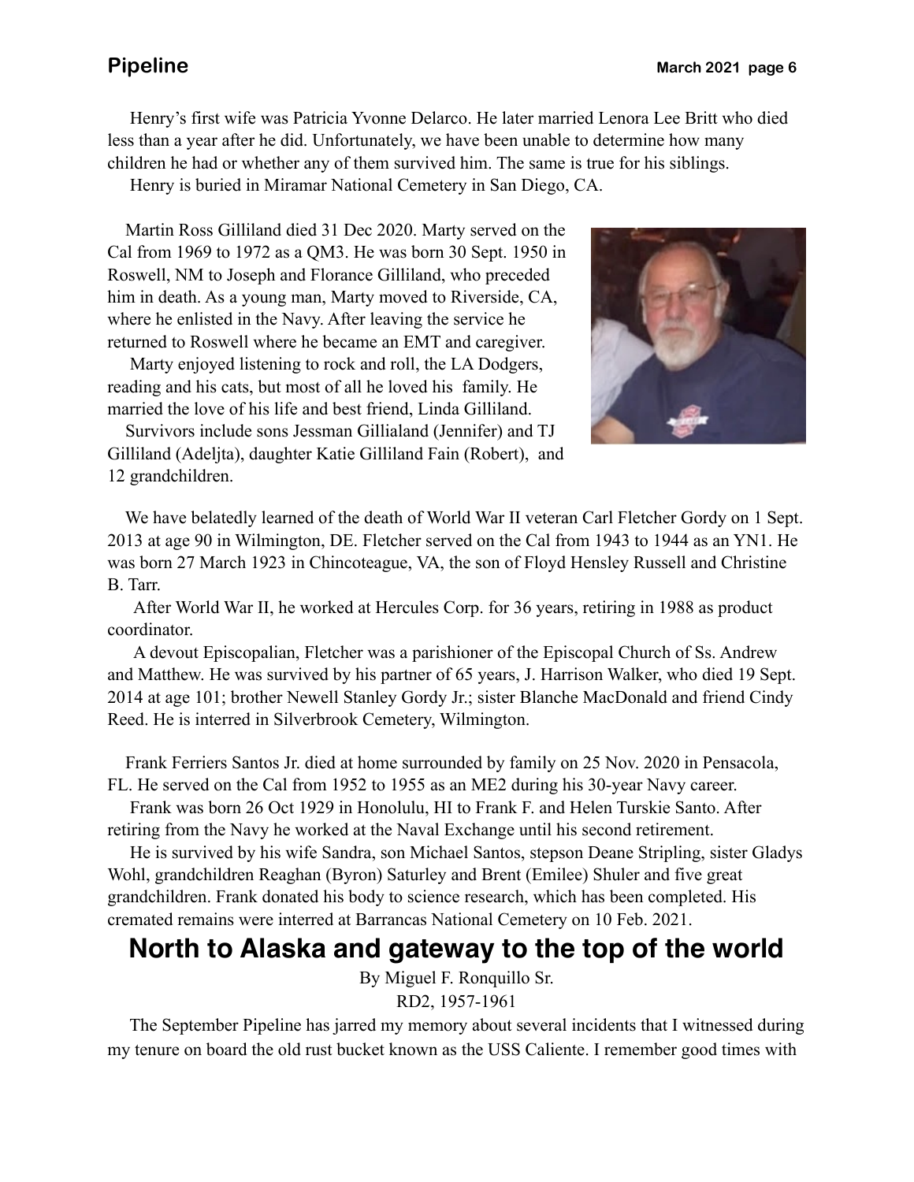Henry's first wife was Patricia Yvonne Delarco. He later married Lenora Lee Britt who died less than a year after he did. Unfortunately, we have been unable to determine how many children he had or whether any of them survived him. The same is true for his siblings.

Henry is buried in Miramar National Cemetery in San Diego, CA.

Martin Ross Gilliland died 31 Dec 2020. Marty served on the Cal from 1969 to 1972 as a QM3. He was born 30 Sept. 1950 in Roswell, NM to Joseph and Florance Gilliland, who preceded him in death. As a young man, Marty moved to Riverside, CA, where he enlisted in the Navy. After leaving the service he returned to Roswell where he became an EMT and caregiver.

Marty enjoyed listening to rock and roll, the LA Dodgers, reading and his cats, but most of all he loved his family. He married the love of his life and best friend, Linda Gilliland.

Survivors include sons Jessman Gillialand (Jennifer) and TJ Gilliland (Adeljta), daughter Katie Gilliland Fain (Robert), and 12 grandchildren.

We have belatedly learned of the death of World War II veteran Carl Fletcher Gordy on 1 Sept. 2013 at age 90 in Wilmington, DE. Fletcher served on the Cal from 1943 to 1944 as an YN1. He was born 27 March 1923 in Chincoteague, VA, the son of Floyd Hensley Russell and Christine B. Tarr.

After World War II, he worked at Hercules Corp. for 36 years, retiring in 1988 as product coordinator.

A devout Episcopalian, Fletcher was a parishioner of the Episcopal Church of Ss. Andrew and Matthew. He was survived by his partner of 65 years, J. Harrison Walker, who died 19 Sept. 2014 at age 101; brother Newell Stanley Gordy Jr.; sister Blanche MacDonald and friend Cindy Reed. He is interred in Silverbrook Cemetery, Wilmington.

Frank Ferriers Santos Jr. died at home surrounded by family on 25 Nov. 2020 in Pensacola, FL. He served on the Cal from 1952 to 1955 as an ME2 during his 30-year Navy career.

Frank was born 26 Oct 1929 in Honolulu, HI to Frank F. and Helen Turskie Santo. After retiring from the Navy he worked at the Naval Exchange until his second retirement.

He is survived by his wife Sandra, son Michael Santos, stepson Deane Stripling, sister Gladys Wohl, grandchildren Reaghan (Byron) Saturley and Brent (Emilee) Shuler and five great grandchildren. Frank donated his body to science research, which has been completed. His cremated remains were interred at Barrancas National Cemetery on 10 Feb. 2021.

# North to Alaska and gateway to the top of the world

By Miguel F. Ronquillo Sr.
RD2, 1957-1961

The September Pipeline has jarred my memory about several incidents that I witnessed during my tenure on board the old rust bucket known as the USS Caliente. I remember good times with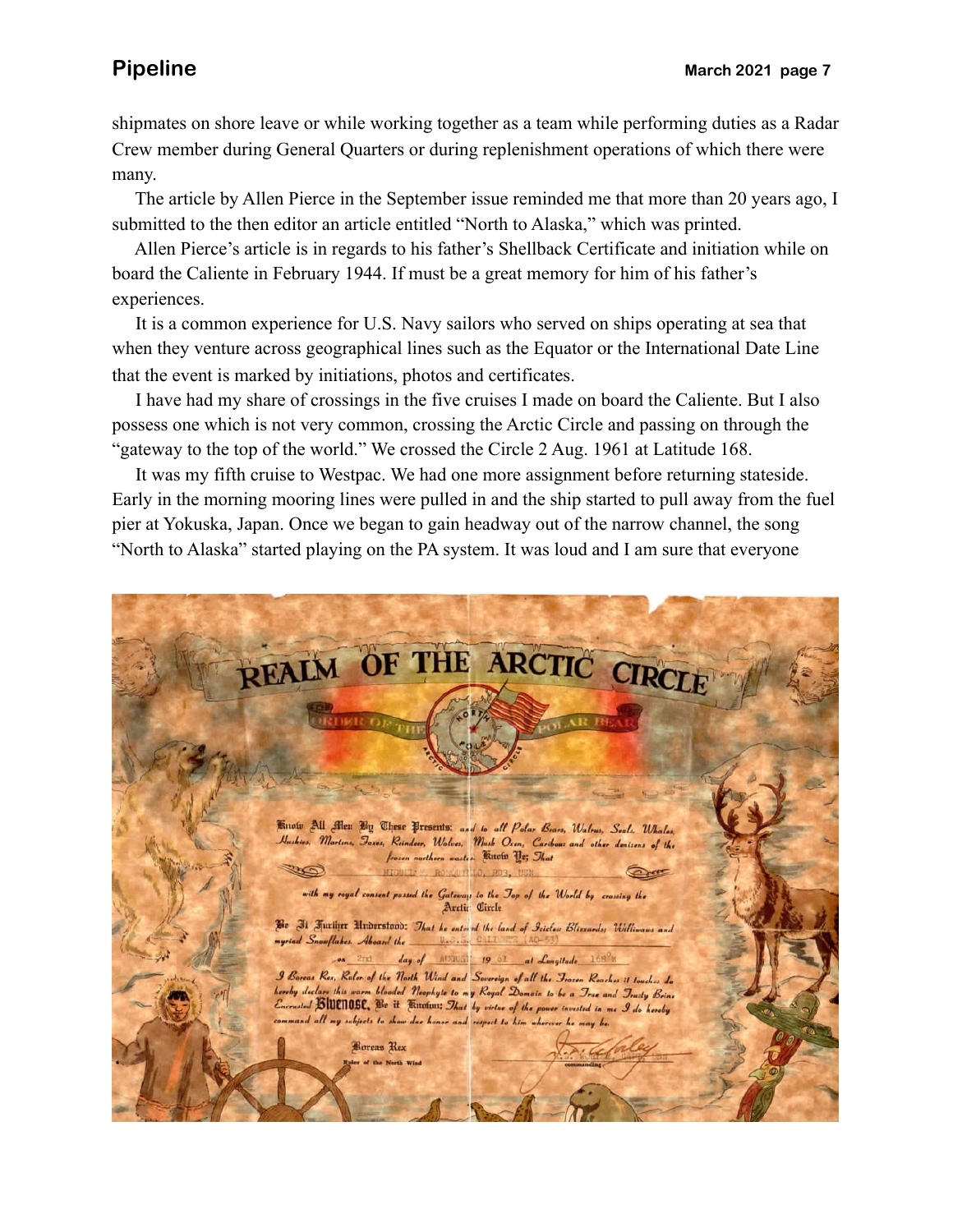shipmates on shore leave or while working together as a team while performing duties as a Radar Crew member during General Quarters or during replenishment operations of which there were many.

The article by Allen Pierce in the September issue reminded me that more than 20 years ago, I submitted to the then editor an article entitled "North to Alaska," which was printed.

Allen Pierce's article is in regards to his father's Shellback Certificate and initiation while on board the Caliente in February 1944. If must be a great memory for him of his father's experiences.

It is a common experience for U.S. Navy sailors who served on ships operating at sea that when they venture across geographical lines such as the Equator or the International Date Line that the event is marked by initiations, photos and certificates.

I have had my share of crossings in the five cruises I made on board the Caliente. But I also possess one which is not very common, crossing the Arctic Circle and passing on through the "gateway to the top of the world." We crossed the Circle 2 Aug. 1961 at Latitude 168.

It was my fifth cruise to Westpac. We had one more assignment before returning stateside. Early in the morning mooring lines were pulled in and the ship started to pull away from the fuel pier at Yokuska, Japan. Once we began to gain headway out of the narrow channel, the song "North to Alaska" started playing on the PA system. It was loud and I am sure that everyone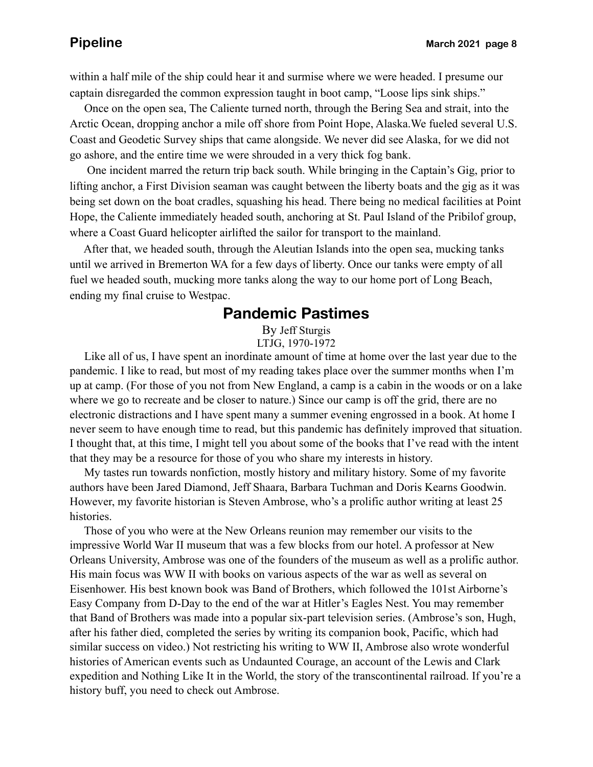within a half mile of the ship could hear it and surmise where we were headed. I presume our captain disregarded the common expression taught in boot camp, "Loose lips sink ships."

Once on the open sea, The Caliente turned north, through the Bering Sea and strait, into the Arctic Ocean, dropping anchor a mile off shore from Point Hope, Alaska.We fueled several U.S. Coast and Geodetic Survey ships that came alongside. We never did see Alaska, for we did not go ashore, and the entire time we were shrouded in a very thick fog bank.

One incident marred the return trip back south. While bringing in the Captain's Gig, prior to lifting anchor, a First Division seaman was caught between the liberty boats and the gig as it was being set down on the boat cradles, squashing his head. There being no medical facilities at Point Hope, the Caliente immediately headed south, anchoring at St. Paul Island of the Pribilof group, where a Coast Guard helicopter airlifted the sailor for transport to the mainland.

After that, we headed south, through the Aleutian Islands into the open sea, mucking tanks until we arrived in Bremerton WA for a few days of liberty. Once our tanks were empty of all fuel we headed south, mucking more tanks along the way to our home port of Long Beach, ending my final cruise to Westpac.

## Pandemic Pastimes

By Jeff Sturgis
LTJG, 1970-1972

Like all of us, I have spent an inordinate amount of time at home over the last year due to the pandemic. I like to read, but most of my reading takes place over the summer months when I'm up at camp. (For those of you not from New England, a camp is a cabin in the woods or on a lake where we go to recreate and be closer to nature.) Since our camp is off the grid, there are no electronic distractions and I have spent many a summer evening engrossed in a book. At home I never seem to have enough time to read, but this pandemic has definitely improved that situation. I thought that, at this time, I might tell you about some of the books that I've read with the intent that they may be a resource for those of you who share my interests in history.

My tastes run towards nonfiction, mostly history and military history. Some of my favorite authors have been Jared Diamond, Jeff Shaara, Barbara Tuchman and Doris Kearns Goodwin. However, my favorite historian is Steven Ambrose, who's a prolific author writing at least 25 histories.

Those of you who were at the New Orleans reunion may remember our visits to the impressive World War II museum that was a few blocks from our hotel. A professor at New Orleans University, Ambrose was one of the founders of the museum as well as a prolific author. His main focus was WW II with books on various aspects of the war as well as several on Eisenhower. His best known book was Band of Brothers, which followed the 101st Airborne's Easy Company from D-Day to the end of the war at Hitler's Eagles Nest. You may remember that Band of Brothers was made into a popular six-part television series. (Ambrose's son, Hugh, after his father died, completed the series by writing its companion book, Pacific, which had similar success on video.) Not restricting his writing to WW II, Ambrose also wrote wonderful histories of American events such as Undaunted Courage, an account of the Lewis and Clark expedition and Nothing Like It in the World, the story of the transcontinental railroad. If you're a history buff, you need to check out Ambrose.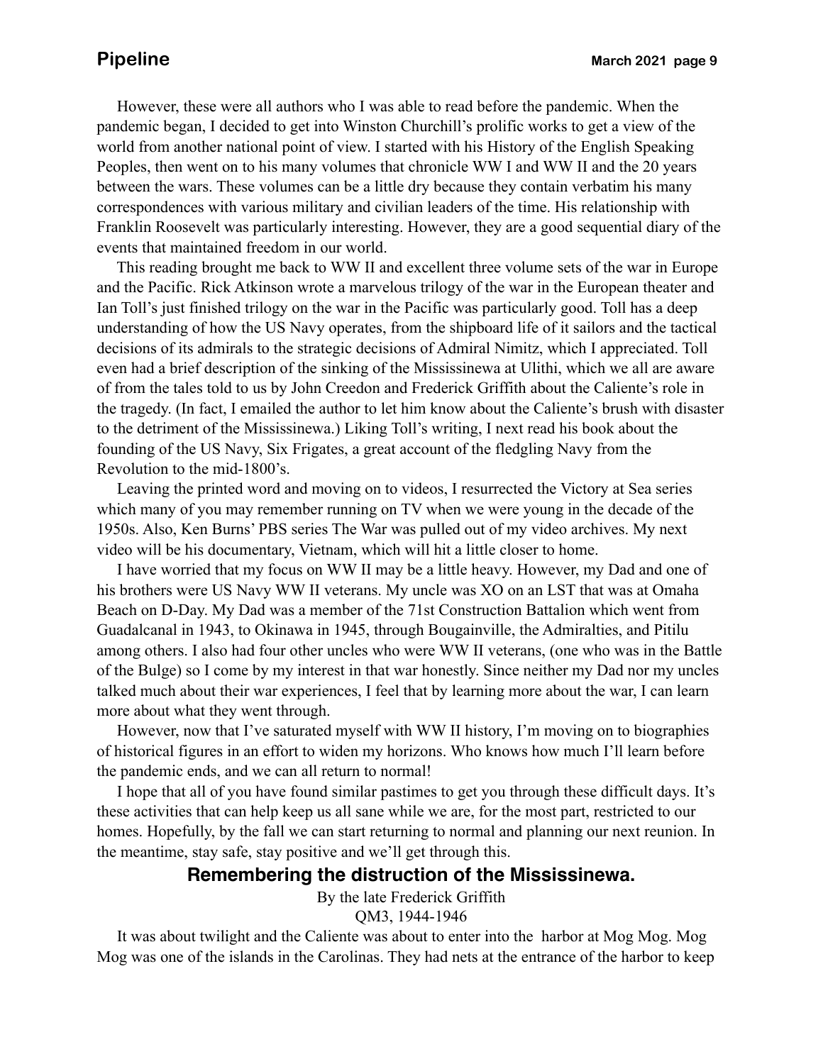However, these were all authors who I was able to read before the pandemic. When the pandemic began, I decided to get into Winston Churchill's prolific works to get a view of the world from another national point of view. I started with his History of the English Speaking Peoples, then went on to his many volumes that chronicle WW I and WW II and the 20 years between the wars. These volumes can be a little dry because they contain verbatim his many correspondences with various military and civilian leaders of the time. His relationship with Franklin Roosevelt was particularly interesting. However, they are a good sequential diary of the events that maintained freedom in our world.

This reading brought me back to WW II and excellent three volume sets of the war in Europe and the Pacific. Rick Atkinson wrote a marvelous trilogy of the war in the European theater and Ian Toll's just finished trilogy on the war in the Pacific was particularly good. Toll has a deep understanding of how the US Navy operates, from the shipboard life of it sailors and the tactical decisions of its admirals to the strategic decisions of Admiral Nimitz, which I appreciated. Toll even had a brief description of the sinking of the Mississinewa at Ulithi, which we all are aware of from the tales told to us by John Creedon and Frederick Griffith about the Caliente's role in the tragedy. (In fact, I emailed the author to let him know about the Caliente's brush with disaster to the detriment of the Mississinewa.) Liking Toll's writing, I next read his book about the founding of the US Navy, Six Frigates, a great account of the fledgling Navy from the Revolution to the mid-1800's.

Leaving the printed word and moving on to videos, I resurrected the Victory at Sea series which many of you may remember running on TV when we were young in the decade of the 1950s. Also, Ken Burns' PBS series The War was pulled out of my video archives. My next video will be his documentary, Vietnam, which will hit a little closer to home.

I have worried that my focus on WW II may be a little heavy. However, my Dad and one of his brothers were US Navy WW II veterans. My uncle was XO on an LST that was at Omaha Beach on D-Day. My Dad was a member of the 71st Construction Battalion which went from Guadalcanal in 1943, to Okinawa in 1945, through Bougainville, the Admiralties, and Pitilu among others. I also had four other uncles who were WW II veterans, (one who was in the Battle of the Bulge) so I come by my interest in that war honestly. Since neither my Dad nor my uncles talked much about their war experiences, I feel that by learning more about the war, I can learn more about what they went through.

However, now that I've saturated myself with WW II history, I'm moving on to biographies of historical figures in an effort to widen my horizons. Who knows how much I'll learn before the pandemic ends, and we can all return to normal!

I hope that all of you have found similar pastimes to get you through these difficult days. It's these activities that can help keep us all sane while we are, for the most part, restricted to our homes. Hopefully, by the fall we can start returning to normal and planning our next reunion. In the meantime, stay safe, stay positive and we'll get through this.

## Remembering the distruction of the Mississinewa.

By the late Frederick Griffith
QM3, 1944-1946

It was about twilight and the Caliente was about to enter into the harbor at Mog Mog. Mog Mog was one of the islands in the Carolinas. They had nets at the entrance of the harbor to keep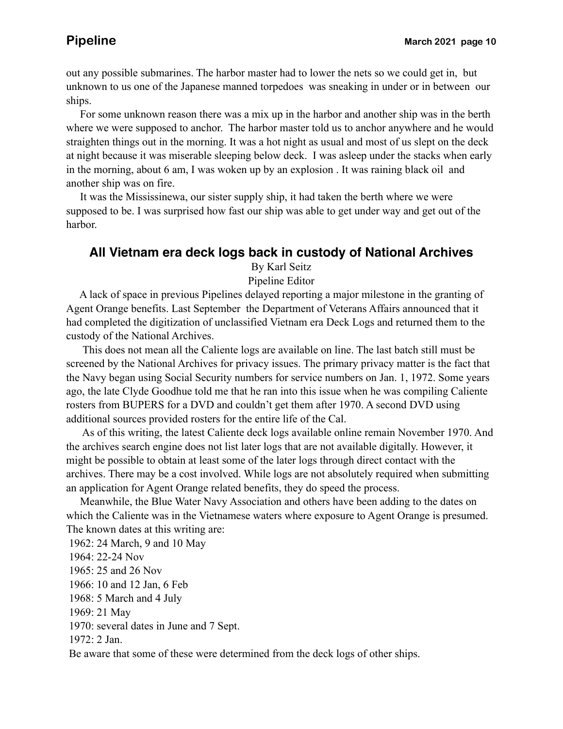out any possible submarines. The harbor master had to lower the nets so we could get in, but unknown to us one of the Japanese manned torpedoes was sneaking in under or in between our ships.

For some unknown reason there was a mix up in the harbor and another ship was in the berth where we were supposed to anchor. The harbor master told us to anchor anywhere and he would straighten things out in the morning. It was a hot night as usual and most of us slept on the deck at night because it was miserable sleeping below deck. I was asleep under the stacks when early in the morning, about 6 am, I was woken up by an explosion . It was raining black oil and another ship was on fire.

It was the Mississinewa, our sister supply ship, it had taken the berth where we were supposed to be. I was surprised how fast our ship was able to get under way and get out of the harbor.

## All Vietnam era deck logs back in custody of National Archives

By Karl Seitz
Pipeline Editor

A lack of space in previous Pipelines delayed reporting a major milestone in the granting of Agent Orange benefits. Last September the Department of Veterans Affairs announced that it had completed the digitization of unclassified Vietnam era Deck Logs and returned them to the custody of the National Archives.

This does not mean all the Caliente logs are available on line. The last batch still must be screened by the National Archives for privacy issues. The primary privacy matter is the fact that the Navy began using Social Security numbers for service numbers on Jan. 1, 1972. Some years ago, the late Clyde Goodhue told me that he ran into this issue when he was compiling Caliente rosters from BUPERS for a DVD and couldn't get them after 1970. A second DVD using additional sources provided rosters for the entire life of the Cal.

As of this writing, the latest Caliente deck logs available online remain November 1970. And the archives search engine does not list later logs that are not available digitally. However, it might be possible to obtain at least some of the later logs through direct contact with the archives. There may be a cost involved. While logs are not absolutely required when submitting an application for Agent Orange related benefits, they do speed the process.

Meanwhile, the Blue Water Navy Association and others have been adding to the dates on which the Caliente was in the Vietnamese waters where exposure to Agent Orange is presumed. The known dates at this writing are:

1962: 24 March, 9 and 10 May
1964: 22-24 Nov
1965: 25 and 26 Nov
1966: 10 and 12 Jan, 6 Feb
1968: 5 March and 4 July
1969: 21 May
1970: several dates in June and 7 Sept.
1972: 2 Jan.

Be aware that some of these were determined from the deck logs of other ships.